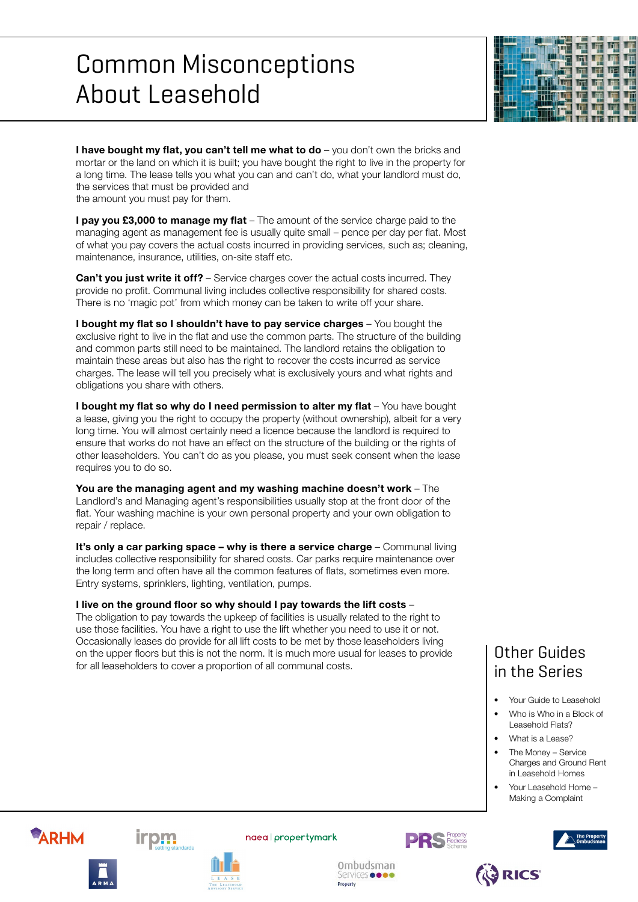# Common Misconceptions About Leasehold

**I have bought my flat, you can't tell me what to do** – you don't own the bricks and mortar or the land on which it is built; you have bought the right to live in the property for a long time. The lease tells you what you can and can't do, what your landlord must do, the services that must be provided and the amount you must pay for them.

**I pay you £3,000 to manage my flat** – The amount of the service charge paid to the managing agent as management fee is usually quite small – pence per day per flat. Most of what you pay covers the actual costs incurred in providing services, such as; cleaning, maintenance, insurance, utilities, on-site staff etc.

**Can't you just write it off?** – Service charges cover the actual costs incurred. They provide no profit. Communal living includes collective responsibility for shared costs. There is no 'magic pot' from which money can be taken to write off your share.

**I bought my flat so I shouldn't have to pay service charges** – You bought the exclusive right to live in the flat and use the common parts. The structure of the building and common parts still need to be maintained. The landlord retains the obligation to maintain these areas but also has the right to recover the costs incurred as service charges. The lease will tell you precisely what is exclusively yours and what rights and obligations you share with others.

**I bought my flat so why do I need permission to alter my flat** – You have bought a lease, giving you the right to occupy the property (without ownership), albeit for a very long time. You will almost certainly need a licence because the landlord is required to ensure that works do not have an effect on the structure of the building or the rights of other leaseholders. You can't do as you please, you must seek consent when the lease requires you to do so.

**You are the managing agent and my washing machine doesn't work** – The Landlord's and Managing agent's responsibilities usually stop at the front door of the flat. Your washing machine is your own personal property and your own obligation to repair / replace.

**It's only a car parking space – why is there a service charge** – Communal living includes collective responsibility for shared costs. Car parks require maintenance over the long term and often have all the common features of flats, sometimes even more. Entry systems, sprinklers, lighting, ventilation, pumps.

**I live on the ground floor so why should I pay towards the lift costs** – The obligation to pay towards the upkeep of facilities is usually related to the right to use those facilities. You have a right to use the lift whether you need to use it or not. Occasionally leases do provide for all lift costs to be met by those leaseholders living on the upper floors but this is not the norm. It is much more usual for leases to provide for all leaseholders to cover a proportion of all communal costs.

## Other Guides in the Series

- Your Guide to Leasehold
- Who is Who in a Block of Leasehold Flats?
- What is a Lease?
- The Money – Service Charges and Ground Rent in Leasehold Homes
- Your Leasehold Home – Making a Complaint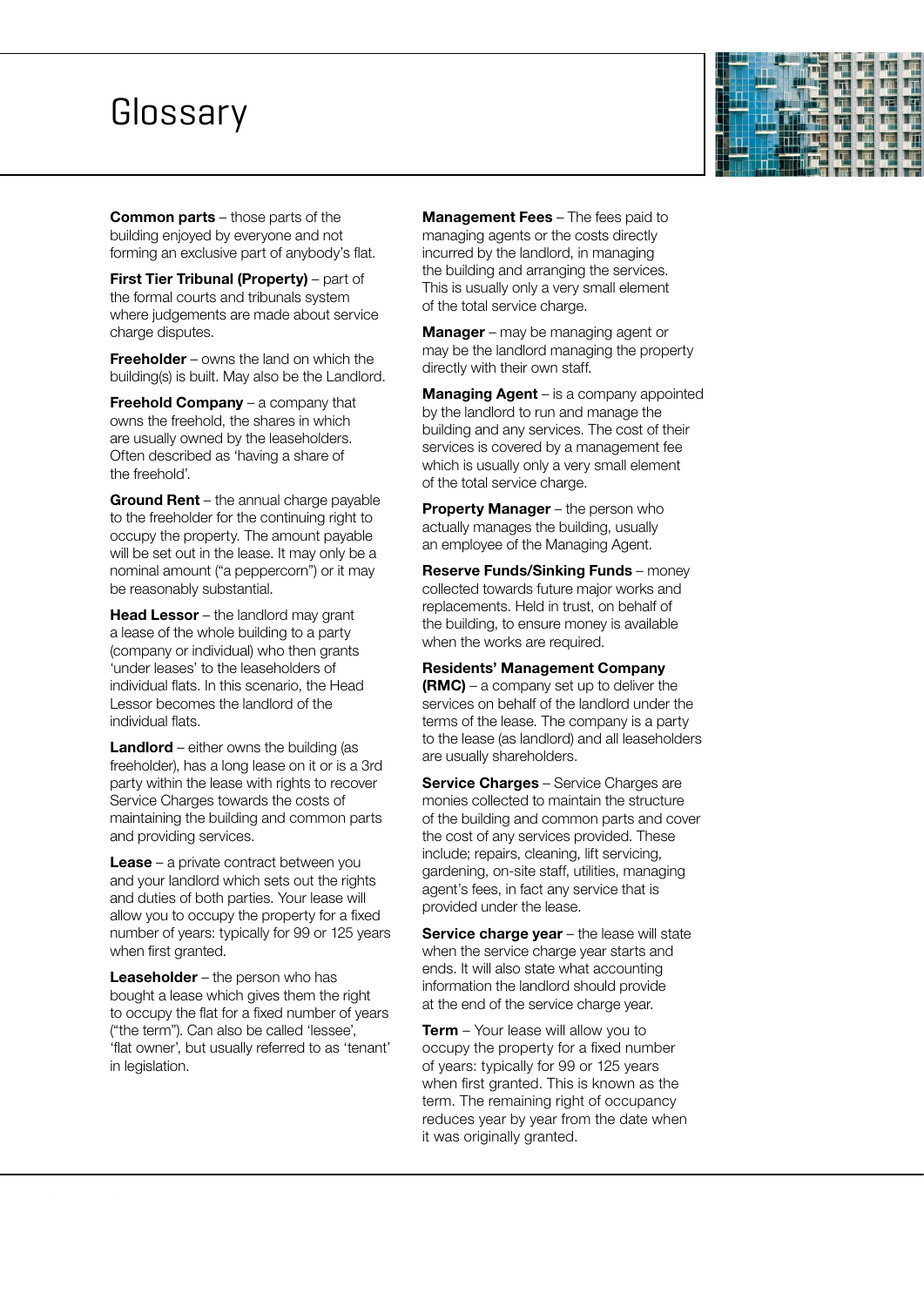# Glossary

**Common parts** – those parts of the building enjoyed by everyone and not forming an exclusive part of anybody's flat.

**First Tier Tribunal (Property)** – part of the formal courts and tribunals system where judgements are made about service charge disputes.

**Freeholder** – owns the land on which the building(s) is built. May also be the Landlord.

**Freehold Company** – a company that owns the freehold, the shares in which are usually owned by the leaseholders. Often described as 'having a share of the freehold'.

**Ground Rent** – the annual charge payable to the freeholder for the continuing right to occupy the property. The amount payable will be set out in the lease. It may only be a nominal amount ("a peppercorn") or it may be reasonably substantial.

**Head Lessor** – the landlord may grant a lease of the whole building to a party (company or individual) who then grants 'under leases' to the leaseholders of individual flats. In this scenario, the Head Lessor becomes the landlord of the individual flats.

**Landlord** – either owns the building (as freeholder), has a long lease on it or is a 3rd party within the lease with rights to recover Service Charges towards the costs of maintaining the building and common parts and providing services.

**Lease** – a private contract between you and your landlord which sets out the rights and duties of both parties. Your lease will allow you to occupy the property for a fixed number of years: typically for 99 or 125 years when first granted.

**Leaseholder** – the person who has bought a lease which gives them the right to occupy the flat for a fixed number of years ("the term"). Can also be called 'lessee', 'flat owner', but usually referred to as 'tenant' in legislation.

**Management Fees** – The fees paid to managing agents or the costs directly incurred by the landlord, in managing the building and arranging the services. This is usually only a very small element of the total service charge.

**Manager** – may be managing agent or may be the landlord managing the property directly with their own staff.

**Managing Agent** – is a company appointed by the landlord to run and manage the building and any services. The cost of their services is covered by a management fee which is usually only a very small element of the total service charge.

**Property Manager** – the person who actually manages the building, usually an employee of the Managing Agent.

**Reserve Funds/Sinking Funds** – money collected towards future major works and replacements. Held in trust, on behalf of the building, to ensure money is available when the works are required.

**Residents' Management Company (RMC)** – a company set up to deliver the services on behalf of the landlord under the terms of the lease. The company is a party to the lease (as landlord) and all leaseholders are usually shareholders.

**Service Charges** – Service Charges are monies collected to maintain the structure of the building and common parts and cover the cost of any services provided. These include; repairs, cleaning, lift servicing, gardening, on-site staff, utilities, managing agent's fees, in fact any service that is provided under the lease.

**Service charge year** – the lease will state when the service charge year starts and ends. It will also state what accounting information the landlord should provide at the end of the service charge year.

**Term** – Your lease will allow you to occupy the property for a fixed number of years: typically for 99 or 125 years when first granted. This is known as the term. The remaining right of occupancy reduces year by year from the date when it was originally granted.